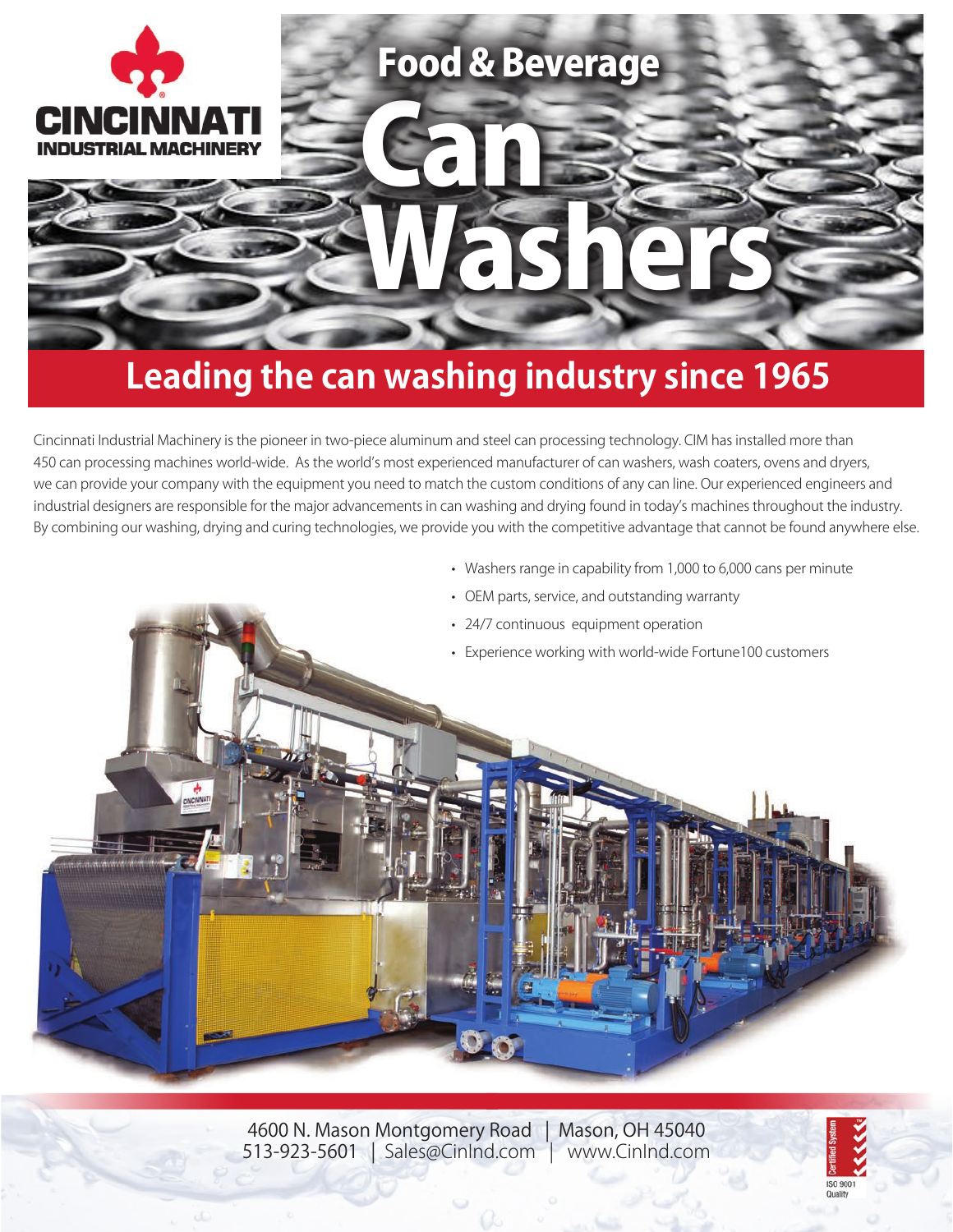CINCINNATI INDUSTRIAL MACHINERY

# Food & Beverage Can Washers

## Leading the can washing industry since 1965

Cincinnati Industrial Machinery is the pioneer in two-piece aluminum and steel can processing technology. CIM has installed more than 450 can processing machines world-wide. As the world's most experienced manufacturer of can washers, wash coaters, ovens and dryers, we can provide your company with the equipment you need to match the custom conditions of any can line. Our experienced engineers and industrial designers are responsible for the major advancements in can washing and drying found in today's machines throughout the industry. By combining our washing, drying and curing technologies, we provide you with the competitive advantage that cannot be found anywhere else.

- Washers range in capability from 1,000 to 6,000 cans per minute
- OEM parts, service, and outstanding warranty
- 24/7 continuous equipment operation
- Experience working with world-wide Fortune100 customers

4600 N. Mason Montgomery Road | Mason, OH 45040
513-923-5601 | Sales@CinInd.com | www.CinInd.com

Certified System ISO 9001 Quality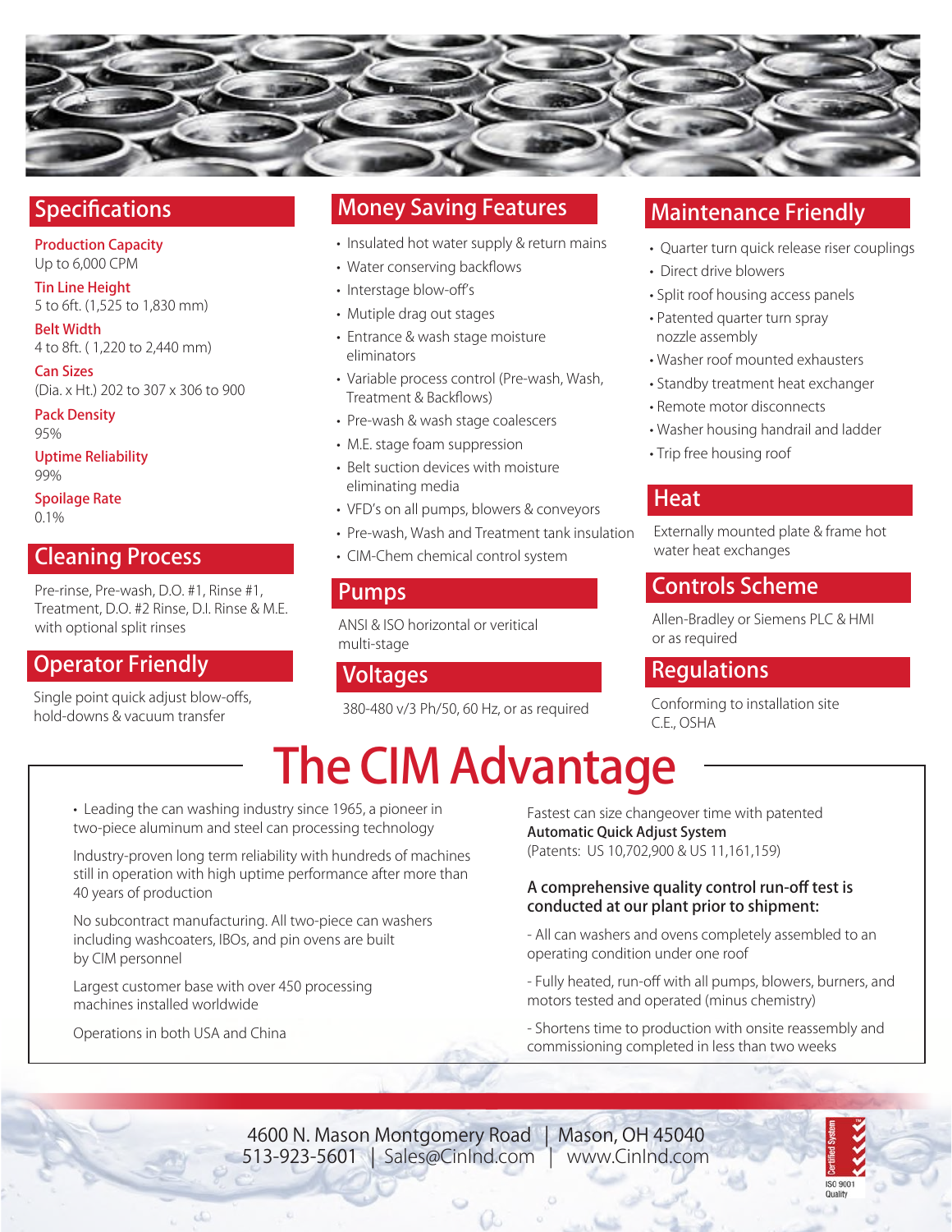## Specifications

**Production Capacity**
Up to 6,000 CPM

**Tin Line Height**
5 to 6ft. (1,525 to 1,830 mm)

**Belt Width**
4 to 8ft. ( 1,220 to 2,440 mm)

**Can Sizes**
(Dia. x Ht.) 202 to 307 x 306 to 900

**Pack Density**
95%

**Uptime Reliability**
99%

**Spoilage Rate**
0.1%

## Cleaning Process

Pre-rinse, Pre-wash, D.O. #1, Rinse #1, Treatment, D.O. #2 Rinse, D.I. Rinse & M.E. with optional split rinses

## Operator Friendly

Single point quick adjust blow-offs, hold-downs & vacuum transfer

## Money Saving Features

- Insulated hot water supply & return mains
- Water conserving backflows
- Interstage blow-off's
- Mutiple drag out stages
- Entrance & wash stage moisture eliminators
- Variable process control (Pre-wash, Wash, Treatment & Backflows)
- Pre-wash & wash stage coalescers
- M.E. stage foam suppression
- Belt suction devices with moisture eliminating media
- VFD's on all pumps, blowers & conveyors
- Pre-wash, Wash and Treatment tank insulation
- CIM-Chem chemical control system

## Pumps

ANSI & ISO horizontal or veritical multi-stage

## Voltages

380-480 v/3 Ph/50, 60 Hz, or as required

## Maintenance Friendly

- Quarter turn quick release riser couplings
- Direct drive blowers
- Split roof housing access panels
- Patented quarter turn spray nozzle assembly
- Washer roof mounted exhausters
- Standby treatment heat exchanger
- Remote motor disconnects
- Washer housing handrail and ladder
- Trip free housing roof

## Heat

Externally mounted plate & frame hot water heat exchanges

## Controls Scheme

Allen-Bradley or Siemens PLC & HMI or as required

## Regulations

Conforming to installation site C.E., OSHA

# The CIM Advantage

- Leading the can washing industry since 1965, a pioneer in two-piece aluminum and steel can processing technology

Industry-proven long term reliability with hundreds of machines still in operation with high uptime performance after more than 40 years of production

No subcontract manufacturing. All two-piece can washers including washcoaters, IBOs, and pin ovens are built by CIM personnel

Largest customer base with over 450 processing machines installed worldwide

Operations in both USA and China

Fastest can size changeover time with patented **Automatic Quick Adjust System** (Patents: US 10,702,900 & US 11,161,159)

**A comprehensive quality control run-off test is conducted at our plant prior to shipment:**

- All can washers and ovens completely assembled to an operating condition under one roof

- Fully heated, run-off with all pumps, blowers, burners, and motors tested and operated (minus chemistry)

- Shortens time to production with onsite reassembly and commissioning completed in less than two weeks

4600 N. Mason Montgomery Road | Mason, OH 45040
513-923-5601 | Sales@CinInd.com | www.CinInd.com

Certified System ISO 9001 Quality